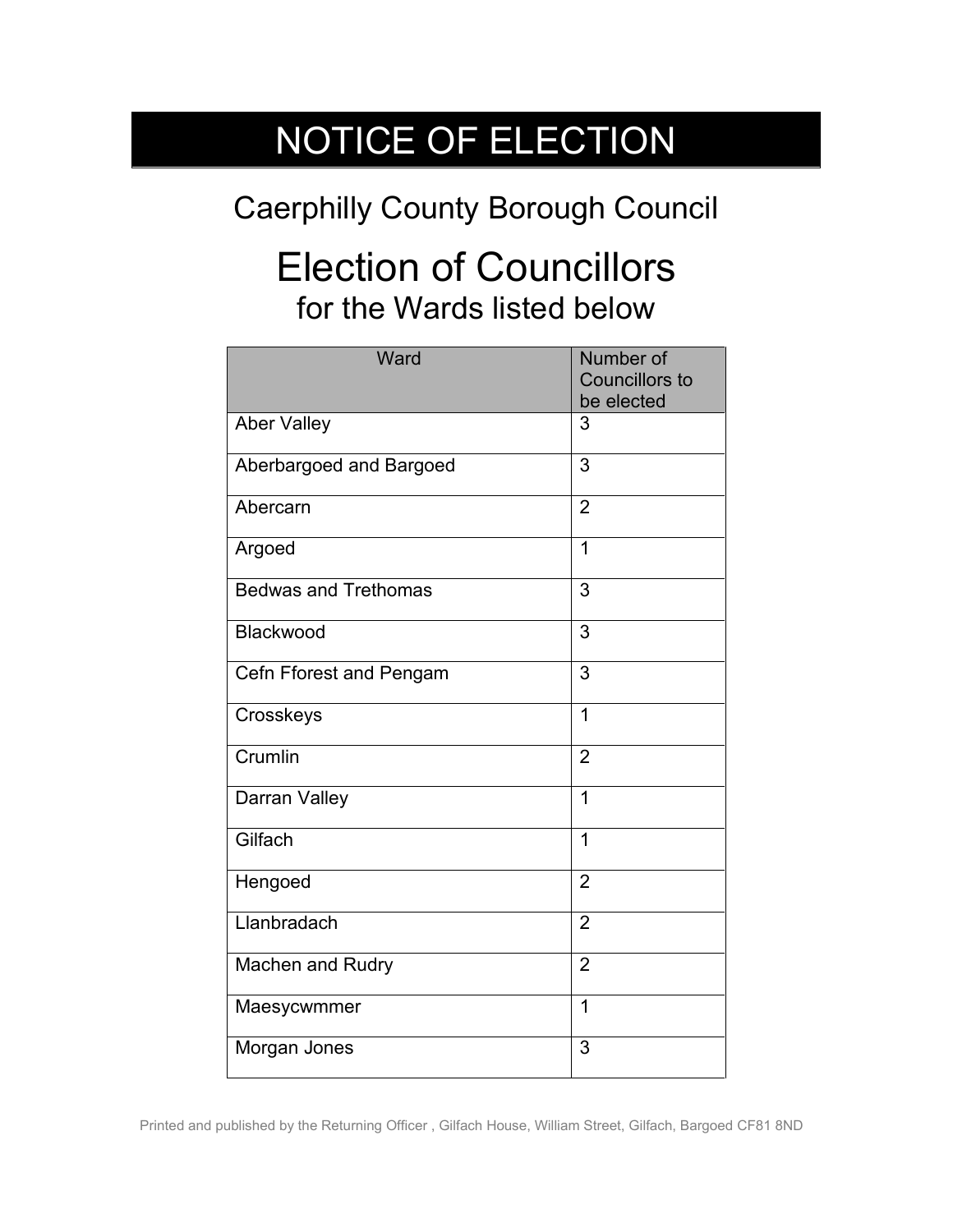# NOTICE OF ELECTION

## Caerphilly County Borough Council

# Election of Councillors

## for the Wards listed below

| Ward | Number of Councillors to be elected |
|---|---|
| Aber Valley | 3 |
| Aberbargoed and Bargoed | 3 |
| Abercarn | 2 |
| Argoed | 1 |
| Bedwas and Trethomas | 3 |
| Blackwood | 3 |
| Cefn Fforest and Pengam | 3 |
| Crosskeys | 1 |
| Crumlin | 2 |
| Darran Valley | 1 |
| Gilfach | 1 |
| Hengoed | 2 |
| Llanbradach | 2 |
| Machen and Rudry | 2 |
| Maesycwmmer | 1 |
| Morgan Jones | 3 |

Printed and published by the Returning Officer , Gilfach House, William Street, Gilfach, Bargoed CF81 8ND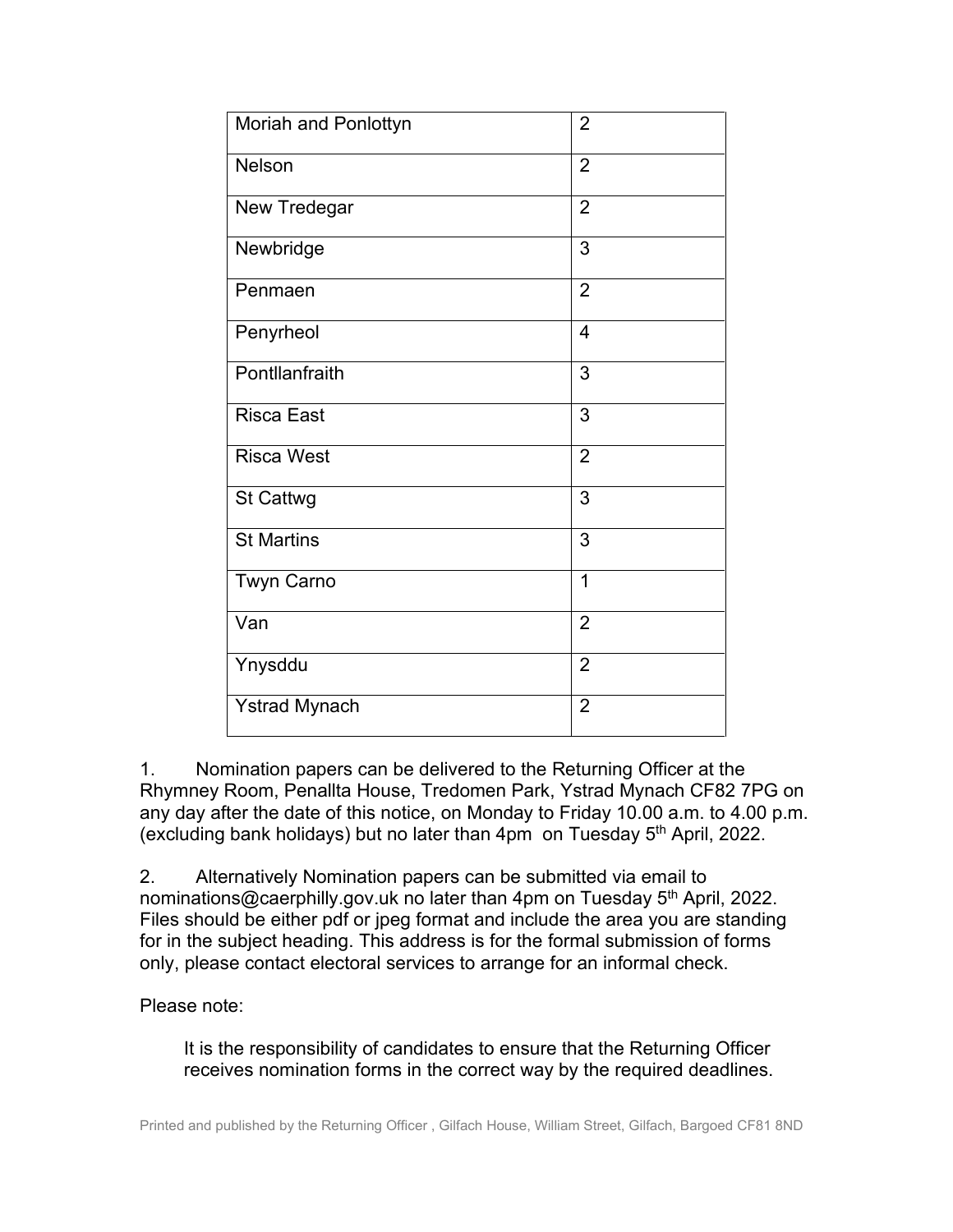| Moriah and Ponlottyn | 2 |
|---|---|
| Nelson | 2 |
| New Tredegar | 2 |
| Newbridge | 3 |
| Penmaen | 2 |
| Penyrheol | 4 |
| Pontllanfraith | 3 |
| Risca East | 3 |
| Risca West | 2 |
| St Cattwg | 3 |
| St Martins | 3 |
| Twyn Carno | 1 |
| Van | 2 |
| Ynysddu | 2 |
| Ystrad Mynach | 2 |

1. Nomination papers can be delivered to the Returning Officer at the Rhymney Room, Penallta House, Tredomen Park, Ystrad Mynach CF82 7PG on any day after the date of this notice, on Monday to Friday 10.00 a.m. to 4.00 p.m. (excluding bank holidays) but no later than 4pm on Tuesday 5th April, 2022.

2. Alternatively Nomination papers can be submitted via email to nominations@caerphilly.gov.uk no later than 4pm on Tuesday 5th April, 2022. Files should be either pdf or jpeg format and include the area you are standing for in the subject heading. This address is for the formal submission of forms only, please contact electoral services to arrange for an informal check.

Please note:

It is the responsibility of candidates to ensure that the Returning Officer receives nomination forms in the correct way by the required deadlines.

Printed and published by the Returning Officer , Gilfach House, William Street, Gilfach, Bargoed CF81 8ND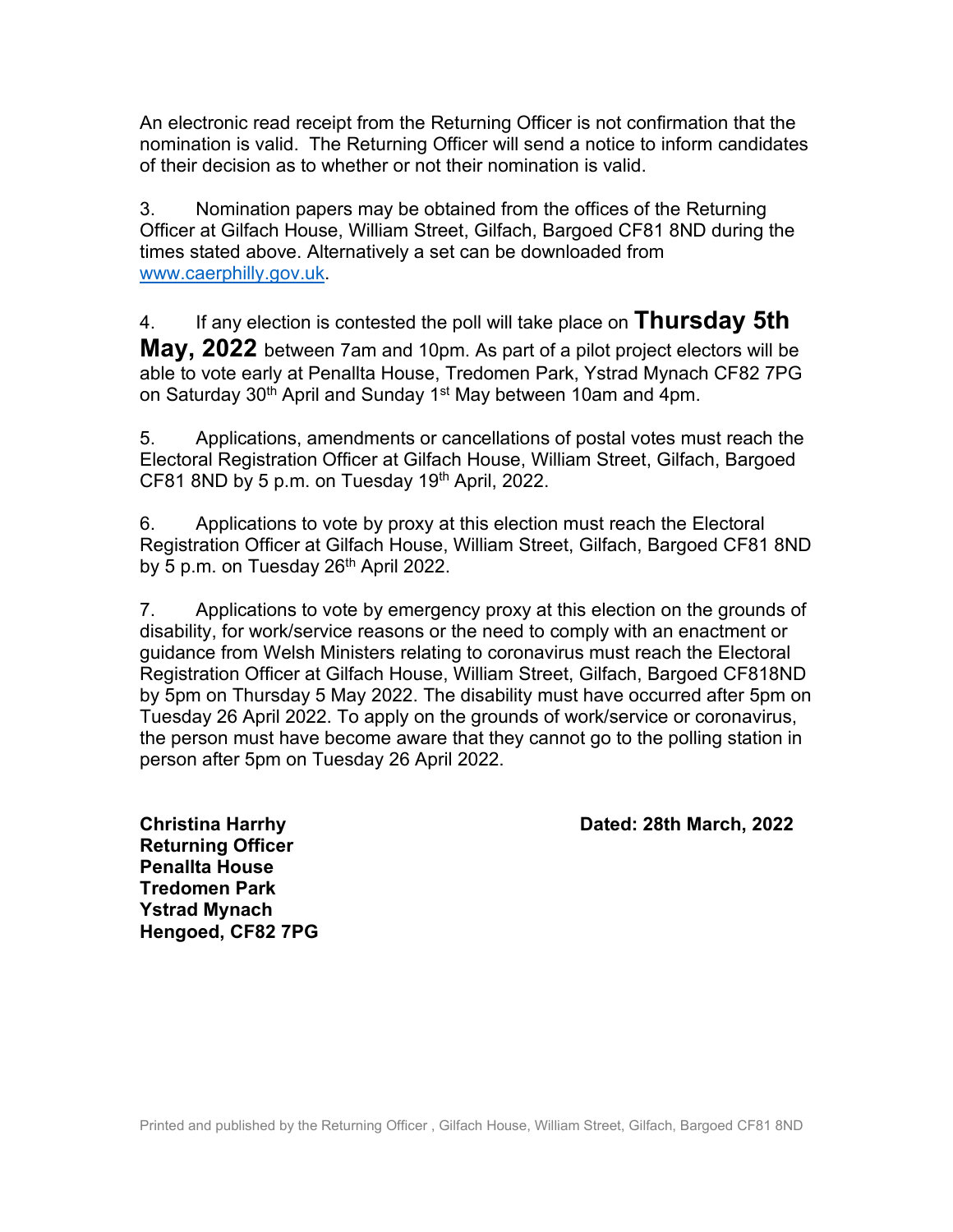An electronic read receipt from the Returning Officer is not confirmation that the nomination is valid. The Returning Officer will send a notice to inform candidates of their decision as to whether or not their nomination is valid.

3. Nomination papers may be obtained from the offices of the Returning Officer at Gilfach House, William Street, Gilfach, Bargoed CF81 8ND during the times stated above. Alternatively a set can be downloaded from [www.caerphilly.gov.uk](www.caerphilly.gov.uk).

4. If any election is contested the poll will take place on **Thursday 5th May, 2022** between 7am and 10pm. As part of a pilot project electors will be able to vote early at Penallta House, Tredomen Park, Ystrad Mynach CF82 7PG on Saturday 30th April and Sunday 1st May between 10am and 4pm.

5. Applications, amendments or cancellations of postal votes must reach the Electoral Registration Officer at Gilfach House, William Street, Gilfach, Bargoed CF81 8ND by 5 p.m. on Tuesday 19th April, 2022.

6. Applications to vote by proxy at this election must reach the Electoral Registration Officer at Gilfach House, William Street, Gilfach, Bargoed CF81 8ND by 5 p.m. on Tuesday 26th April 2022.

7. Applications to vote by emergency proxy at this election on the grounds of disability, for work/service reasons or the need to comply with an enactment or guidance from Welsh Ministers relating to coronavirus must reach the Electoral Registration Officer at Gilfach House, William Street, Gilfach, Bargoed CF818ND by 5pm on Thursday 5 May 2022. The disability must have occurred after 5pm on Tuesday 26 April 2022. To apply on the grounds of work/service or coronavirus, the person must have become aware that they cannot go to the polling station in person after 5pm on Tuesday 26 April 2022.

**Christina Harry**
**Returning Officer**
**Penallta House**
**Tredomen Park**
**Ystrad Mynach**
**Hengoed, CF82 7PG**

**Dated: 28th March, 2022**

Printed and published by the Returning Officer , Gilfach House, William Street, Gilfach, Bargoed CF81 8ND